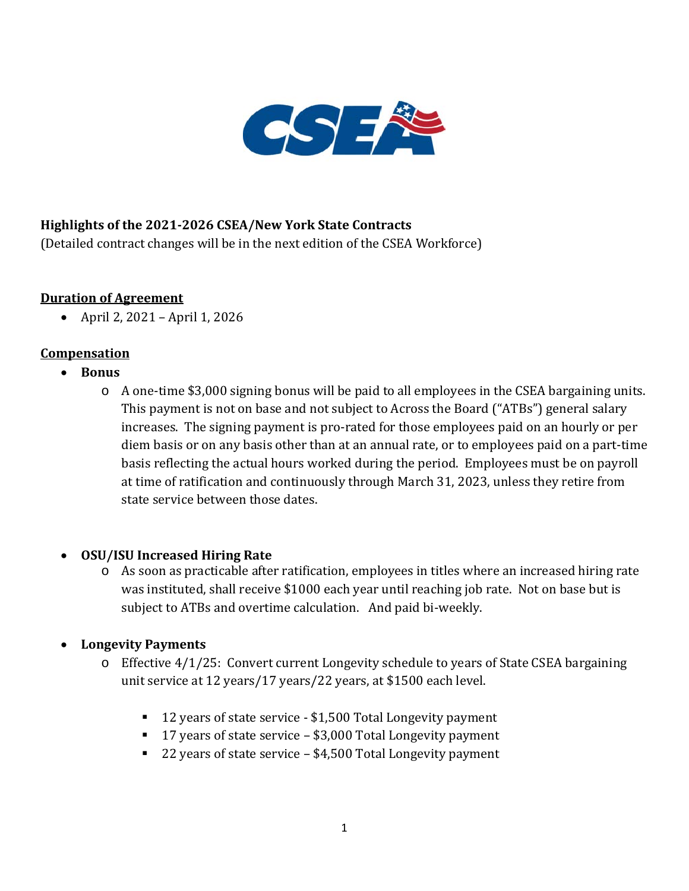**Highlights of the 2021-2026 CSEA/New York State Contracts**
(Detailed contract changes will be in the next edition of the CSEA Workforce)

**Duration of Agreement**

- April 2, 2021 – April 1, 2026

**Compensation**

- **Bonus**
  - A one-time $3,000 signing bonus will be paid to all employees in the CSEA bargaining units. This payment is not on base and not subject to Across the Board ("ATBs") general salary increases. The signing payment is pro-rated for those employees paid on an hourly or per diem basis or on any basis other than at an annual rate, or to employees paid on a part-time basis reflecting the actual hours worked during the period. Employees must be on payroll at time of ratification and continuously through March 31, 2023, unless they retire from state service between those dates.

- **OSU/ISU Increased Hiring Rate**
  - As soon as practicable after ratification, employees in titles where an increased hiring rate was instituted, shall receive $1000 each year until reaching job rate. Not on base but is subject to ATBs and overtime calculation. And paid bi-weekly.

- **Longevity Payments**
  - Effective 4/1/25: Convert current Longevity schedule to years of State CSEA bargaining unit service at 12 years/17 years/22 years, at $1500 each level.
    - 12 years of state service - $1,500 Total Longevity payment
    - 17 years of state service – $3,000 Total Longevity payment
    - 22 years of state service – $4,500 Total Longevity payment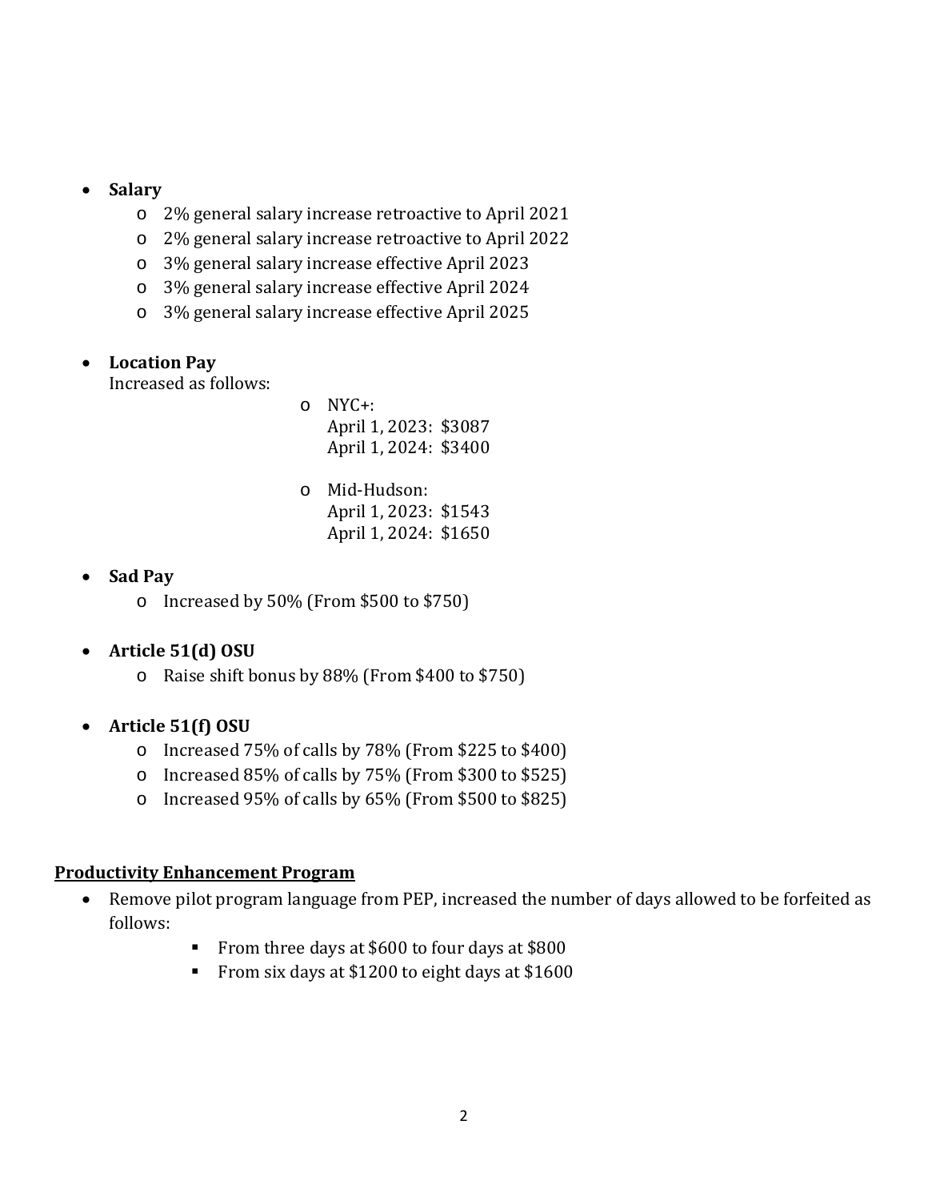- **Salary**
  - 2% general salary increase retroactive to April 2021
  - 2% general salary increase retroactive to April 2022
  - 3% general salary increase effective April 2023
  - 3% general salary increase effective April 2024
  - 3% general salary increase effective April 2025

- **Location Pay**
  Increased as follows:
  - NYC+:
    April 1, 2023: $3087
    April 1, 2024: $3400
  - Mid-Hudson:
    April 1, 2023: $1543
    April 1, 2024: $1650

- **Sad Pay**
  - Increased by 50% (From $500 to $750)

- **Article 51(d) OSU**
  - Raise shift bonus by 88% (From $400 to $750)

- **Article 51(f) OSU**
  - Increased 75% of calls by 78% (From $225 to $400)
  - Increased 85% of calls by 75% (From $300 to $525)
  - Increased 95% of calls by 65% (From $500 to $825)

## <u>Productivity Enhancement Program</u>

- Remove pilot program language from PEP, increased the number of days allowed to be forfeited as follows:
  - From three days at $600 to four days at $800
  - From six days at $1200 to eight days at $1600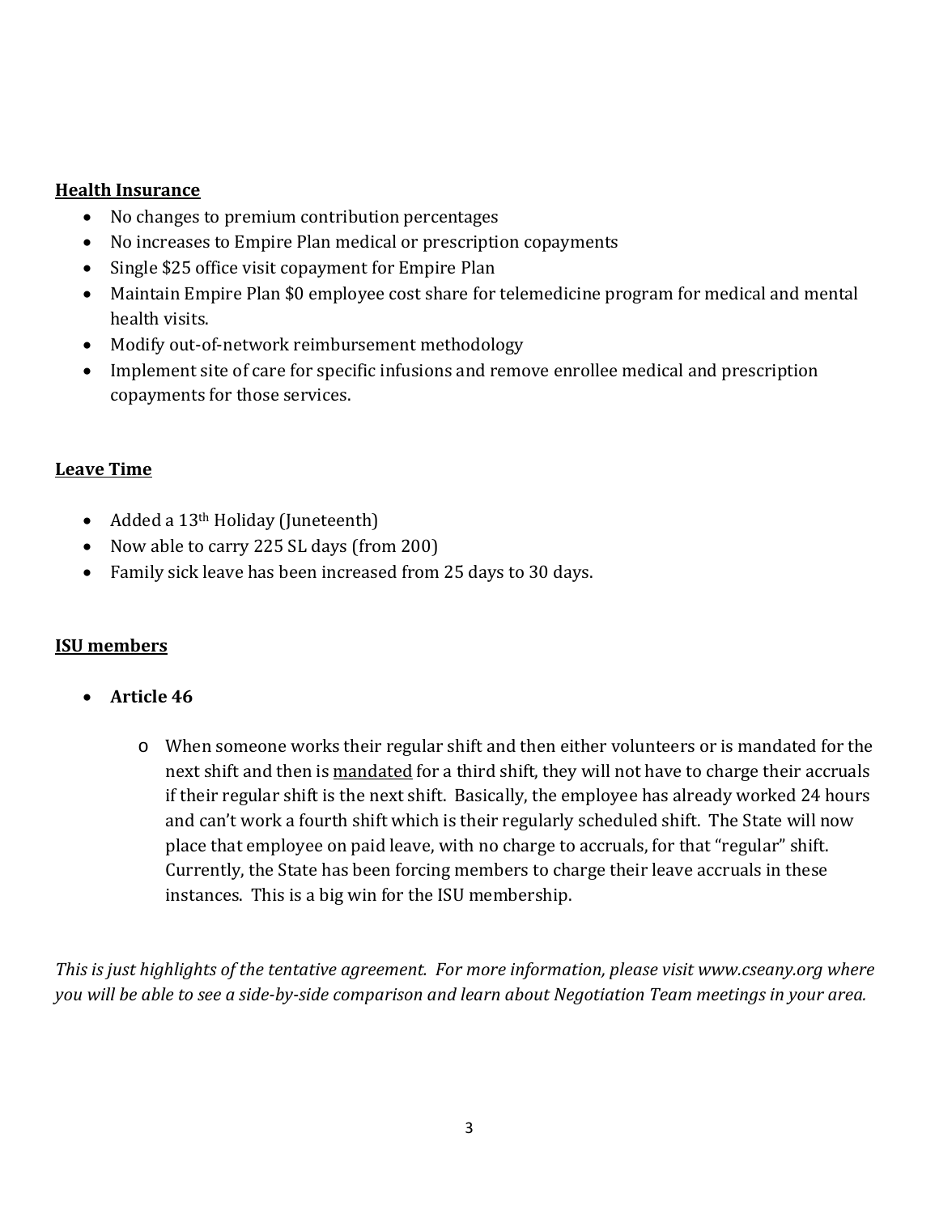**Health Insurance**

- No changes to premium contribution percentages
- No increases to Empire Plan medical or prescription copayments
- Single $25 office visit copayment for Empire Plan
- Maintain Empire Plan $0 employee cost share for telemedicine program for medical and mental health visits.
- Modify out-of-network reimbursement methodology
- Implement site of care for specific infusions and remove enrollee medical and prescription copayments for those services.

**Leave Time**

- Added a 13th Holiday (Juneteenth)
- Now able to carry 225 SL days (from 200)
- Family sick leave has been increased from 25 days to 30 days.

**ISU members**

- **Article 46**
    - When someone works their regular shift and then either volunteers or is mandated for the next shift and then is mandated for a third shift, they will not have to charge their accruals if their regular shift is the next shift. Basically, the employee has already worked 24 hours and can't work a fourth shift which is their regularly scheduled shift. The State will now place that employee on paid leave, with no charge to accruals, for that "regular" shift. Currently, the State has been forcing members to charge their leave accruals in these instances. This is a big win for the ISU membership.

*This is just highlights of the tentative agreement. For more information, please visit www.cseany.org where you will be able to see a side-by-side comparison and learn about Negotiation Team meetings in your area.*